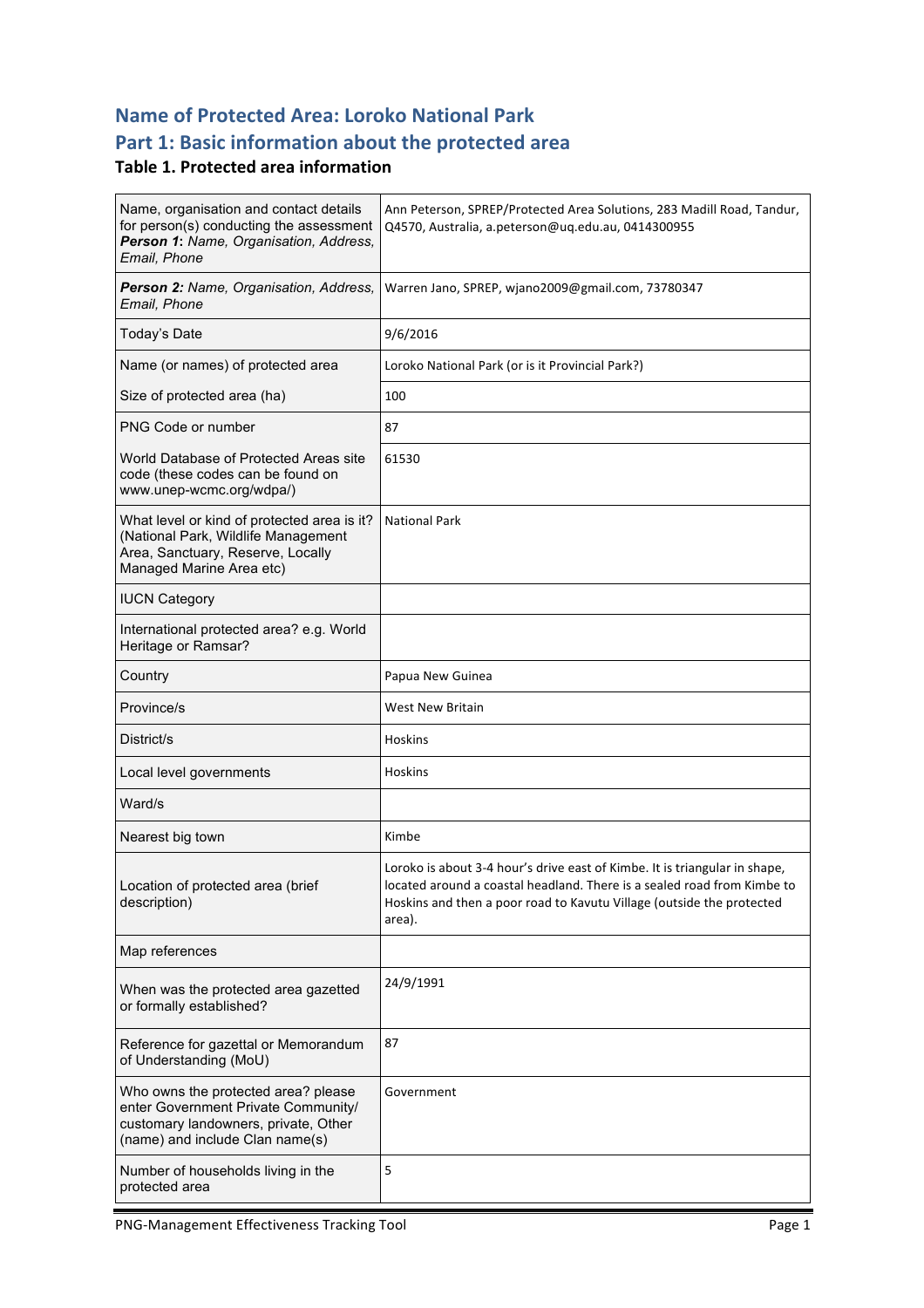# Name of Protected Area: Loroko National Park

# Part 1: Basic information about the protected area

### Table 1. Protected area information

| | |
|---|---|
| Name, organisation and contact details for person(s) conducting the assessment ***Person 1***: *Name, Organisation, Address, Email, Phone* | Ann Peterson, SPREP/Protected Area Solutions, 283 Madill Road, Tandur, Q4570, Australia, a.peterson@uq.edu.au, 0414300955 |
| ***Person 2:*** *Name, Organisation, Address, Email, Phone* | Warren Jano, SPREP, wjano2009@gmail.com, 73780347 |
| Today's Date | 9/6/2016 |
| Name (or names) of protected area | Loroko National Park (or is it Provincial Park?) |
| Size of protected area (ha) | 100 |
| PNG Code or number | 87 |
| World Database of Protected Areas site code (these codes can be found on www.unep-wcmc.org/wdpa/) | 61530 |
| What level or kind of protected area is it? (National Park, Wildlife Management Area, Sanctuary, Reserve, Locally Managed Marine Area etc) | National Park |
| IUCN Category | |
| International protected area? e.g. World Heritage or Ramsar? | |
| Country | Papua New Guinea |
| Province/s | West New Britain |
| District/s | Hoskins |
| Local level governments | Hoskins |
| Ward/s | |
| Nearest big town | Kimbe |
| Location of protected area (brief description) | Loroko is about 3-4 hour's drive east of Kimbe. It is triangular in shape, located around a coastal headland. There is a sealed road from Kimbe to Hoskins and then a poor road to Kavutu Village (outside the protected area). |
| Map references | |
| When was the protected area gazetted or formally established? | 24/9/1991 |
| Reference for gazettal or Memorandum of Understanding (MoU) | 87 |
| Who owns the protected area? please enter Government Private Community/ customary landowners, private, Other (name) and include Clan name(s) | Government |
| Number of households living in the protected area | 5 |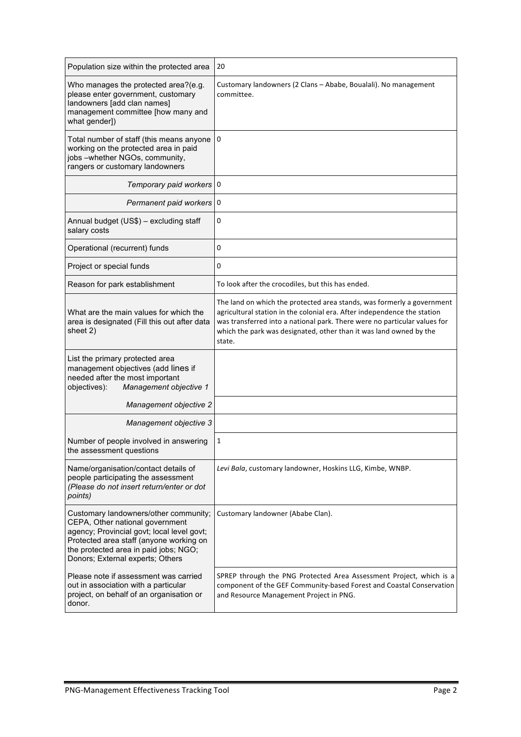| | |
|---|---|
| Population size within the protected area | 20 |
| Who manages the protected area?(e.g. please enter government, customary landowners [add clan names] management committee [how many and what gender]) | Customary landowners (2 Clans – Ababe, Boualali). No management committee. |
| Total number of staff (this means anyone working on the protected area in paid jobs –whether NGOs, community, rangers or customary landowners | 0 |
| *Temporary paid workers* | 0 |
| *Permanent paid workers* | 0 |
| Annual budget (US$) – excluding staff salary costs | 0 |
| Operational (recurrent) funds | 0 |
| Project or special funds | 0 |
| Reason for park establishment | To look after the crocodiles, but this has ended. |
| What are the main values for which the area is designated (Fill this out after data sheet 2) | The land on which the protected area stands, was formerly a government agricultural station in the colonial era. After independence the station was transferred into a national park. There were no particular values for which the park was designated, other than it was land owned by the state. |
| List the primary protected area management objectives (add lines if needed after the most important objectives): *Management objective 1* | |
| *Management objective 2* | |
| *Management objective 3* | |
| Number of people involved in answering the assessment questions | 1 |
| Name/organisation/contact details of people participating the assessment *(Please do not insert return/enter or dot points)* | *Levi Bala*, customary landowner, Hoskins LLG, Kimbe, WNBP. |
| Customary landowners/other community; CEPA, Other national government agency; Provincial govt; local level govt; Protected area staff (anyone working on the protected area in paid jobs; NGO; Donors; External experts; Others | Customary landowner (Ababe Clan). |
| Please note if assessment was carried out in association with a particular project, on behalf of an organisation or donor. | SPREP through the PNG Protected Area Assessment Project, which is a component of the GEF Community-based Forest and Coastal Conservation and Resource Management Project in PNG. |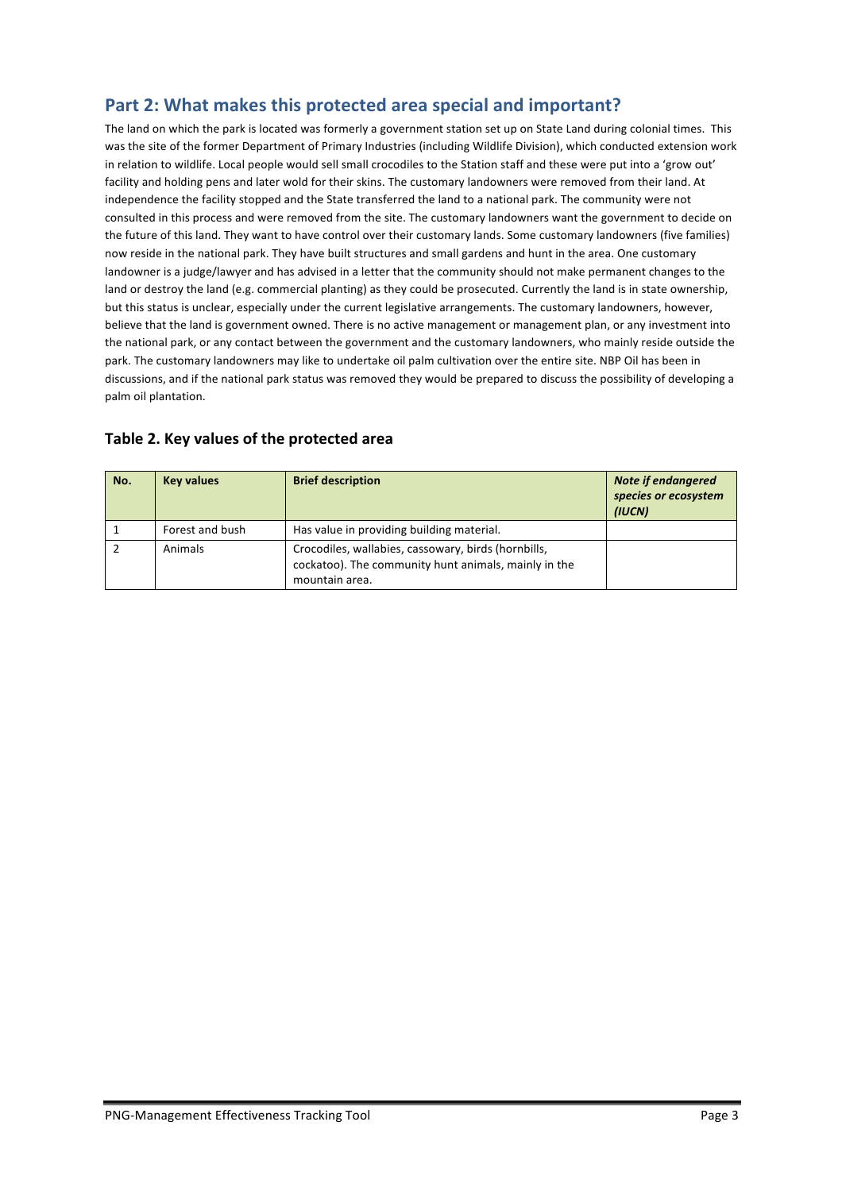## Part 2: What makes this protected area special and important?

The land on which the park is located was formerly a government station set up on State Land during colonial times. This was the site of the former Department of Primary Industries (including Wildlife Division), which conducted extension work in relation to wildlife. Local people would sell small crocodiles to the Station staff and these were put into a 'grow out' facility and holding pens and later wold for their skins. The customary landowners were removed from their land. At independence the facility stopped and the State transferred the land to a national park. The community were not consulted in this process and were removed from the site. The customary landowners want the government to decide on the future of this land. They want to have control over their customary lands. Some customary landowners (five families) now reside in the national park. They have built structures and small gardens and hunt in the area. One customary landowner is a judge/lawyer and has advised in a letter that the community should not make permanent changes to the land or destroy the land (e.g. commercial planting) as they could be prosecuted. Currently the land is in state ownership, but this status is unclear, especially under the current legislative arrangements. The customary landowners, however, believe that the land is government owned. There is no active management or management plan, or any investment into the national park, or any contact between the government and the customary landowners, who mainly reside outside the park. The customary landowners may like to undertake oil palm cultivation over the entire site. NBP Oil has been in discussions, and if the national park status was removed they would be prepared to discuss the possibility of developing a palm oil plantation.

### Table 2. Key values of the protected area

| No. | Key values | Brief description | *Note if endangered species or ecosystem (IUCN)* |
|---|---|---|---|
| 1 | Forest and bush | Has value in providing building material. | |
| 2 | Animals | Crocodiles, wallabies, cassowary, birds (hornbills, cockatoo). The community hunt animals, mainly in the mountain area. | |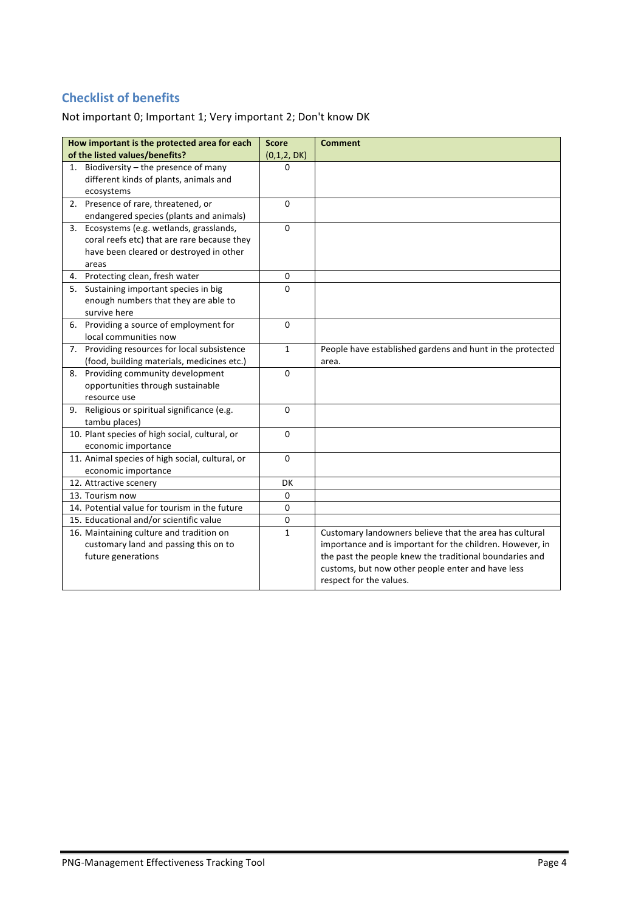## Checklist of benefits

Not important 0; Important 1; Very important 2; Don't know DK

| How important is the protected area for each of the listed values/benefits? | Score (0,1,2, DK) | Comment |
|---|---|---|
| 1. Biodiversity – the presence of many different kinds of plants, animals and ecosystems | 0 | |
| 2. Presence of rare, threatened, or endangered species (plants and animals) | 0 | |
| 3. Ecosystems (e.g. wetlands, grasslands, coral reefs etc) that are rare because they have been cleared or destroyed in other areas | 0 | |
| 4. Protecting clean, fresh water | 0 | |
| 5. Sustaining important species in big enough numbers that they are able to survive here | 0 | |
| 6. Providing a source of employment for local communities now | 0 | |
| 7. Providing resources for local subsistence (food, building materials, medicines etc.) | 1 | People have established gardens and hunt in the protected area. |
| 8. Providing community development opportunities through sustainable resource use | 0 | |
| 9. Religious or spiritual significance (e.g. tambu places) | 0 | |
| 10. Plant species of high social, cultural, or economic importance | 0 | |
| 11. Animal species of high social, cultural, or economic importance | 0 | |
| 12. Attractive scenery | DK | |
| 13. Tourism now | 0 | |
| 14. Potential value for tourism in the future | 0 | |
| 15. Educational and/or scientific value | 0 | |
| 16. Maintaining culture and tradition on customary land and passing this on to future generations | 1 | Customary landowners believe that the area has cultural importance and is important for the children. However, in the past the people knew the traditional boundaries and customs, but now other people enter and have less respect for the values. |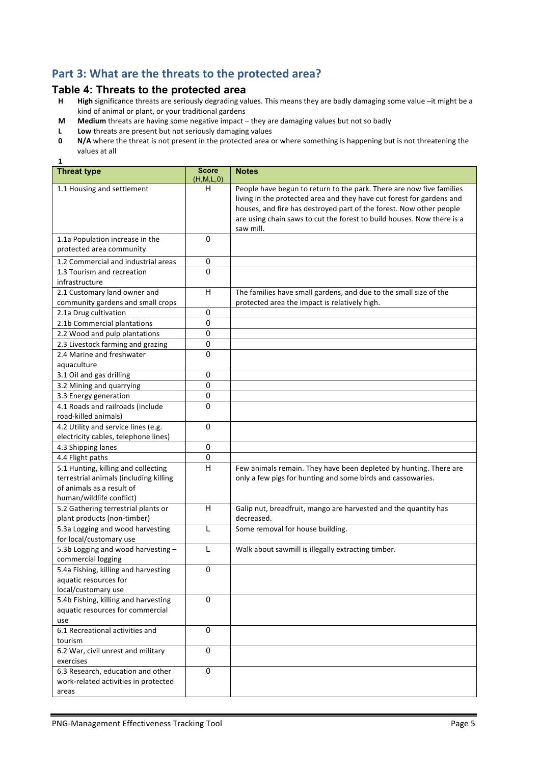## Part 3: What are the threats to the protected area?

### Table 4: Threats to the protected area

- **H** **High** significance threats are seriously degrading values. This means they are badly damaging some value –it might be a kind of animal or plant, or your traditional gardens
- **M** **Medium** threats are having some negative impact – they are damaging values but not so badly
- **L** **Low** threats are present but not seriously damaging values
- **0** **N/A** where the threat is not present in the protected area or where something is happening but is not threatening the values at all

1

| Threat type | Score (H,M,L,0) | Notes |
|---|---|---|
| 1.1 Housing and settlement | H | People have begun to return to the park. There are now five families living in the protected area and they have cut forest for gardens and houses, and fire has destroyed part of the forest. Now other people are using chain saws to cut the forest to build houses. Now there is a saw mill. |
| 1.1a Population increase in the protected area community | 0 | |
| 1.2 Commercial and industrial areas | 0 | |
| 1.3 Tourism and recreation infrastructure | 0 | |
| 2.1 Customary land owner and community gardens and small crops | H | The families have small gardens, and due to the small size of the protected area the impact is relatively high. |
| 2.1a Drug cultivation | 0 | |
| 2.1b Commercial plantations | 0 | |
| 2.2 Wood and pulp plantations | 0 | |
| 2.3 Livestock farming and grazing | 0 | |
| 2.4 Marine and freshwater aquaculture | 0 | |
| 3.1 Oil and gas drilling | 0 | |
| 3.2 Mining and quarrying | 0 | |
| 3.3 Energy generation | 0 | |
| 4.1 Roads and railroads (include road-killed animals) | 0 | |
| 4.2 Utility and service lines (e.g. electricity cables, telephone lines) | 0 | |
| 4.3 Shipping lanes | 0 | |
| 4.4 Flight paths | 0 | |
| 5.1 Hunting, killing and collecting terrestrial animals (including killing of animals as a result of human/wildlife conflict) | H | Few animals remain. They have been depleted by hunting. There are only a few pigs for hunting and some birds and cassowaries. |
| 5.2 Gathering terrestrial plants or plant products (non-timber) | H | Galip nut, breadfruit, mango are harvested and the quantity has decreased. |
| 5.3a Logging and wood harvesting for local/customary use | L | Some removal for house building. |
| 5.3b Logging and wood harvesting – commercial logging | L | Walk about sawmill is illegally extracting timber. |
| 5.4a Fishing, killing and harvesting aquatic resources for local/customary use | 0 | |
| 5.4b Fishing, killing and harvesting aquatic resources for commercial use | 0 | |
| 6.1 Recreational activities and tourism | 0 | |
| 6.2 War, civil unrest and military exercises | 0 | |
| 6.3 Research, education and other work-related activities in protected areas | 0 | |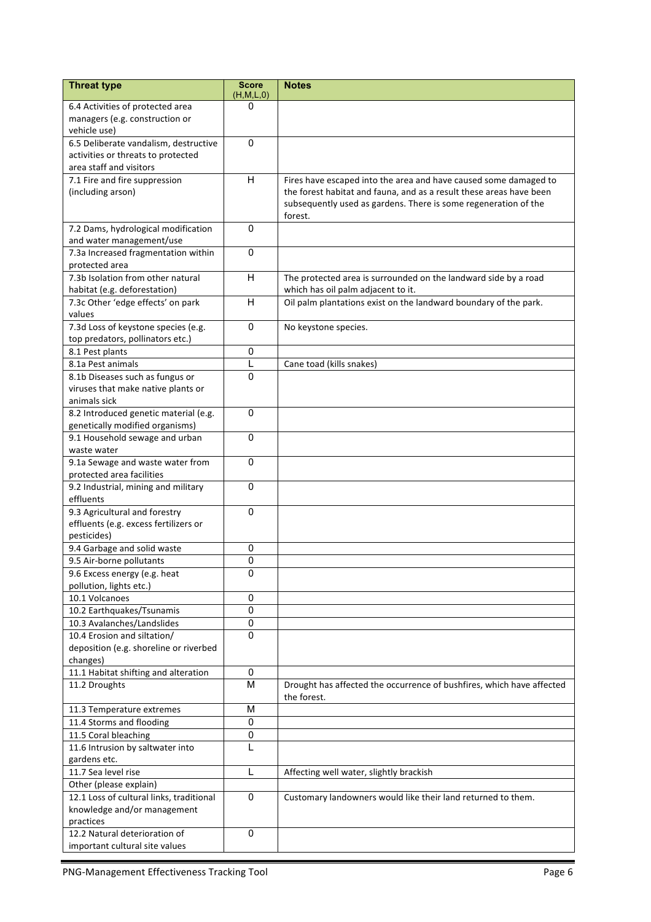| Threat type | Score (H,M,L,0) | Notes |
| --- | --- | --- |
| 6.4 Activities of protected area managers (e.g. construction or vehicle use) | 0 | |
| 6.5 Deliberate vandalism, destructive activities or threats to protected area staff and visitors | 0 | |
| 7.1 Fire and fire suppression (including arson) | H | Fires have escaped into the area and have caused some damaged to the forest habitat and fauna, and as a result these areas have been subsequently used as gardens. There is some regeneration of the forest. |
| 7.2 Dams, hydrological modification and water management/use | 0 | |
| 7.3a Increased fragmentation within protected area | 0 | |
| 7.3b Isolation from other natural habitat (e.g. deforestation) | H | The protected area is surrounded on the landward side by a road which has oil palm adjacent to it. |
| 7.3c Other 'edge effects' on park values | H | Oil palm plantations exist on the landward boundary of the park. |
| 7.3d Loss of keystone species (e.g. top predators, pollinators etc.) | 0 | No keystone species. |
| 8.1 Pest plants | 0 | |
| 8.1a Pest animals | L | Cane toad (kills snakes) |
| 8.1b Diseases such as fungus or viruses that make native plants or animals sick | 0 | |
| 8.2 Introduced genetic material (e.g. genetically modified organisms) | 0 | |
| 9.1 Household sewage and urban waste water | 0 | |
| 9.1a Sewage and waste water from protected area facilities | 0 | |
| 9.2 Industrial, mining and military effluents | 0 | |
| 9.3 Agricultural and forestry effluents (e.g. excess fertilizers or pesticides) | 0 | |
| 9.4 Garbage and solid waste | 0 | |
| 9.5 Air-borne pollutants | 0 | |
| 9.6 Excess energy (e.g. heat pollution, lights etc.) | 0 | |
| 10.1 Volcanoes | 0 | |
| 10.2 Earthquakes/Tsunamis | 0 | |
| 10.3 Avalanches/Landslides | 0 | |
| 10.4 Erosion and siltation/ deposition (e.g. shoreline or riverbed changes) | 0 | |
| 11.1 Habitat shifting and alteration | 0 | |
| 11.2 Droughts | M | Drought has affected the occurrence of bushfires, which have affected the forest. |
| 11.3 Temperature extremes | M | |
| 11.4 Storms and flooding | 0 | |
| 11.5 Coral bleaching | 0 | |
| 11.6 Intrusion by saltwater into gardens etc. | L | |
| 11.7 Sea level rise | L | Affecting well water, slightly brackish |
| Other (please explain) | | |
| 12.1 Loss of cultural links, traditional knowledge and/or management practices | 0 | Customary landowners would like their land returned to them. |
| 12.2 Natural deterioration of important cultural site values | 0 | |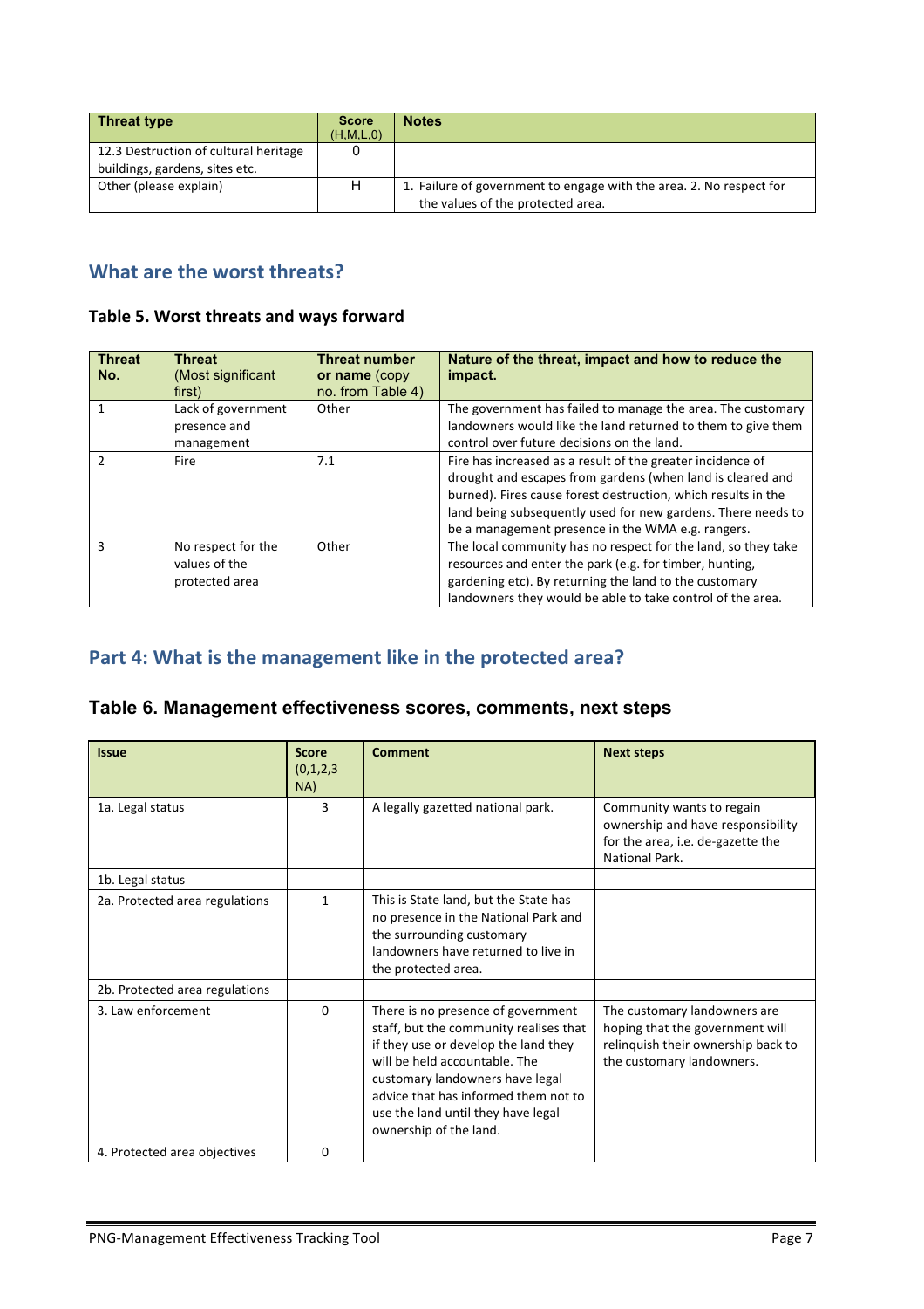| Threat type | Score (H,M,L,0) | Notes |
|---|---|---|
| 12.3 Destruction of cultural heritage buildings, gardens, sites etc. | 0 | |
| Other (please explain) | H | 1. Failure of government to engage with the area. 2. No respect for the values of the protected area. |

## What are the worst threats?

### Table 5. Worst threats and ways forward

| Threat No. | Threat (Most significant first) | Threat number or name (copy no. from Table 4) | Nature of the threat, impact and how to reduce the impact. |
|---|---|---|---|
| 1 | Lack of government presence and management | Other | The government has failed to manage the area. The customary landowners would like the land returned to them to give them control over future decisions on the land. |
| 2 | Fire | 7.1 | Fire has increased as a result of the greater incidence of drought and escapes from gardens (when land is cleared and burned). Fires cause forest destruction, which results in the land being subsequently used for new gardens. There needs to be a management presence in the WMA e.g. rangers. |
| 3 | No respect for the values of the protected area | Other | The local community has no respect for the land, so they take resources and enter the park (e.g. for timber, hunting, gardening etc). By returning the land to the customary landowners they would be able to take control of the area. |

## Part 4: What is the management like in the protected area?

### Table 6. Management effectiveness scores, comments, next steps

| Issue | Score (0,1,2,3 NA) | Comment | Next steps |
|---|---|---|---|
| 1a. Legal status | 3 | A legally gazetted national park. | Community wants to regain ownership and have responsibility for the area, i.e. de-gazette the National Park. |
| 1b. Legal status | | | |
| 2a. Protected area regulations | 1 | This is State land, but the State has no presence in the National Park and the surrounding customary landowners have returned to live in the protected area. | |
| 2b. Protected area regulations | | | |
| 3. Law enforcement | 0 | There is no presence of government staff, but the community realises that if they use or develop the land they will be held accountable. The customary landowners have legal advice that has informed them not to use the land until they have legal ownership of the land. | The customary landowners are hoping that the government will relinquish their ownership back to the customary landowners. |
| 4. Protected area objectives | 0 | | |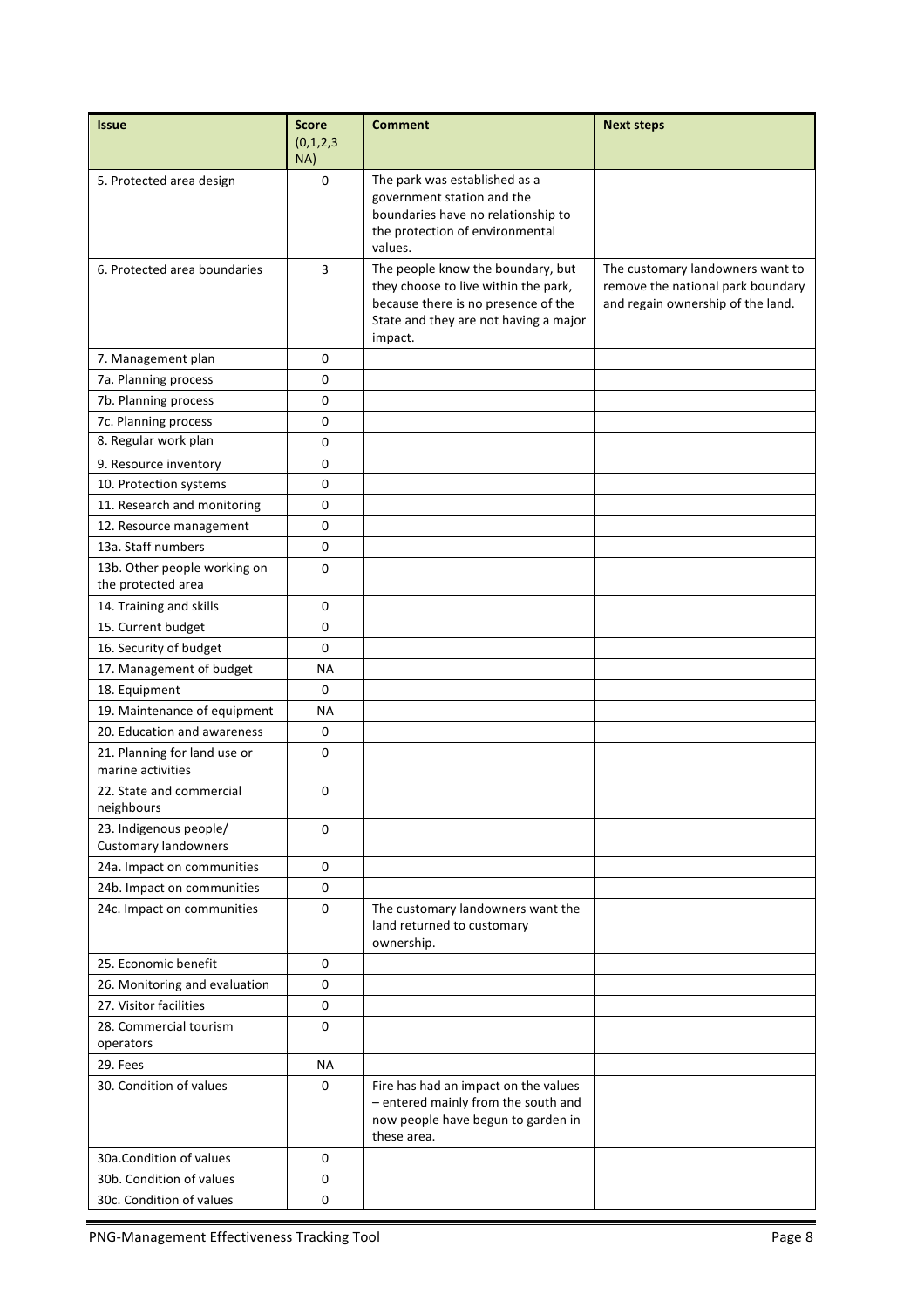| Issue | Score (0,1,2,3 NA) | Comment | Next steps |
|---|---|---|---|
| 5. Protected area design | 0 | The park was established as a government station and the boundaries have no relationship to the protection of environmental values. | |
| 6. Protected area boundaries | 3 | The people know the boundary, but they choose to live within the park, because there is no presence of the State and they are not having a major impact. | The customary landowners want to remove the national park boundary and regain ownership of the land. |
| 7. Management plan | 0 | | |
| 7a. Planning process | 0 | | |
| 7b. Planning process | 0 | | |
| 7c. Planning process | 0 | | |
| 8. Regular work plan | 0 | | |
| 9. Resource inventory | 0 | | |
| 10. Protection systems | 0 | | |
| 11. Research and monitoring | 0 | | |
| 12. Resource management | 0 | | |
| 13a. Staff numbers | 0 | | |
| 13b. Other people working on the protected area | 0 | | |
| 14. Training and skills | 0 | | |
| 15. Current budget | 0 | | |
| 16. Security of budget | 0 | | |
| 17. Management of budget | NA | | |
| 18. Equipment | 0 | | |
| 19. Maintenance of equipment | NA | | |
| 20. Education and awareness | 0 | | |
| 21. Planning for land use or marine activities | 0 | | |
| 22. State and commercial neighbours | 0 | | |
| 23. Indigenous people/ Customary landowners | 0 | | |
| 24a. Impact on communities | 0 | | |
| 24b. Impact on communities | 0 | | |
| 24c. Impact on communities | 0 | The customary landowners want the land returned to customary ownership. | |
| 25. Economic benefit | 0 | | |
| 26. Monitoring and evaluation | 0 | | |
| 27. Visitor facilities | 0 | | |
| 28. Commercial tourism operators | 0 | | |
| 29. Fees | NA | | |
| 30. Condition of values | 0 | Fire has had an impact on the values – entered mainly from the south and now people have begun to garden in these area. | |
| 30a.Condition of values | 0 | | |
| 30b. Condition of values | 0 | | |
| 30c. Condition of values | 0 | | |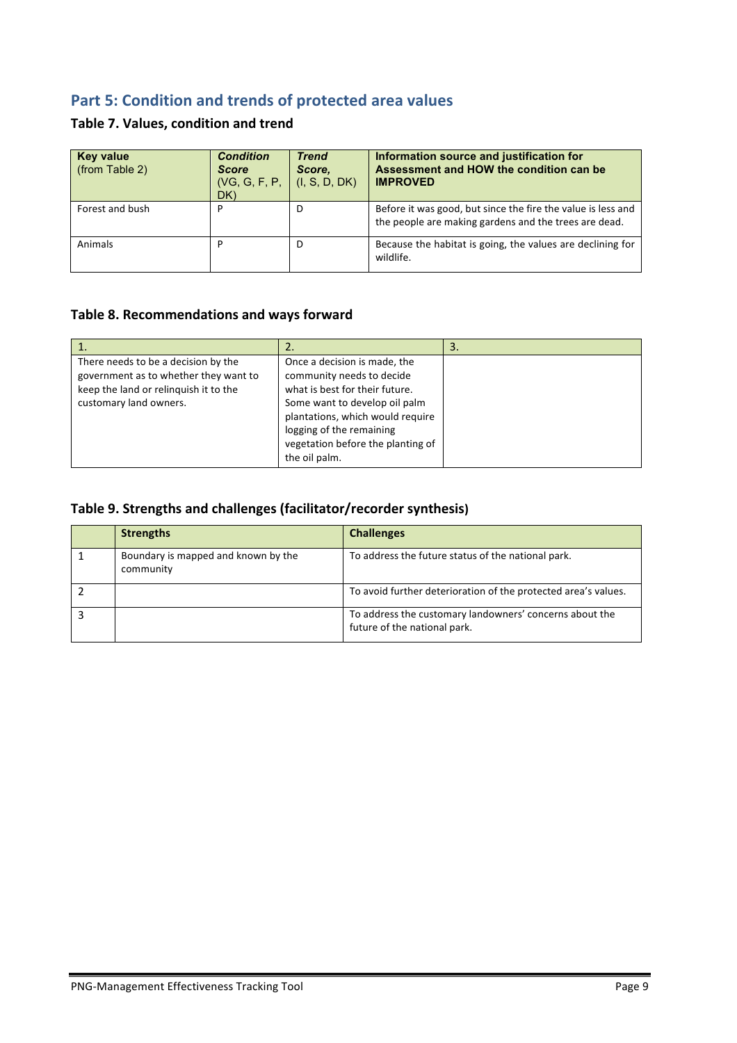## Part 5: Condition and trends of protected area values

### Table 7. Values, condition and trend

| **Key value** (from Table 2) | ***Condition Score*** (VG, G, F, P, DK) | ***Trend Score,*** (I, S, D, DK) | **Information source and justification for Assessment and HOW the condition can be IMPROVED** |
|---|---|---|---|
| Forest and bush | P | D | Before it was good, but since the fire the value is less and the people are making gardens and the trees are dead. |
| Animals | P | D | Because the habitat is going, the values are declining for wildlife. |

### Table 8. Recommendations and ways forward

| 1. | 2. | 3. |
|---|---|---|
| There needs to be a decision by the government as to whether they want to keep the land or relinquish it to the customary land owners. | Once a decision is made, the community needs to decide what is best for their future. Some want to develop oil palm plantations, which would require logging of the remaining vegetation before the planting of the oil palm. | |

### Table 9. Strengths and challenges (facilitator/recorder synthesis)

| | **Strengths** | **Challenges** |
|---|---|---|
| 1 | Boundary is mapped and known by the community | To address the future status of the national park. |
| 2 | | To avoid further deterioration of the protected area's values. |
| 3 | | To address the customary landowners' concerns about the future of the national park. |